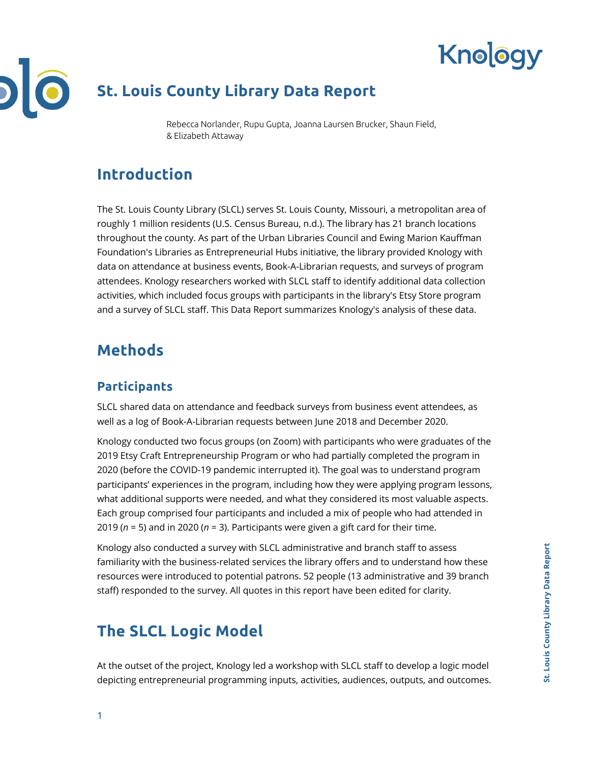# St. Louis County Library Data Report

Rebecca Norlander, Rupu Gupta, Joanna Laursen Brucker, Shaun Field, & Elizabeth Attaway

## Introduction

The St. Louis County Library (SLCL) serves St. Louis County, Missouri, a metropolitan area of roughly 1 million residents (U.S. Census Bureau, n.d.). The library has 21 branch locations throughout the county. As part of the Urban Libraries Council and Ewing Marion Kauffman Foundation's Libraries as Entrepreneurial Hubs initiative, the library provided Knology with data on attendance at business events, Book-A-Librarian requests, and surveys of program attendees. Knology researchers worked with SLCL staff to identify additional data collection activities, which included focus groups with participants in the library's Etsy Store program and a survey of SLCL staff. This Data Report summarizes Knology's analysis of these data.

## Methods

### Participants

SLCL shared data on attendance and feedback surveys from business event attendees, as well as a log of Book-A-Librarian requests between June 2018 and December 2020.

Knology conducted two focus groups (on Zoom) with participants who were graduates of the 2019 Etsy Craft Entrepreneurship Program or who had partially completed the program in 2020 (before the COVID-19 pandemic interrupted it). The goal was to understand program participants' experiences in the program, including how they were applying program lessons, what additional supports were needed, and what they considered its most valuable aspects. Each group comprised four participants and included a mix of people who had attended in 2019 ($n$ = 5) and in 2020 ($n$ = 3). Participants were given a gift card for their time.

Knology also conducted a survey with SLCL administrative and branch staff to assess familiarity with the business-related services the library offers and to understand how these resources were introduced to potential patrons. 52 people (13 administrative and 39 branch staff) responded to the survey. All quotes in this report have been edited for clarity.

## The SLCL Logic Model

At the outset of the project, Knology led a workshop with SLCL staff to develop a logic model depicting entrepreneurial programming inputs, activities, audiences, outputs, and outcomes.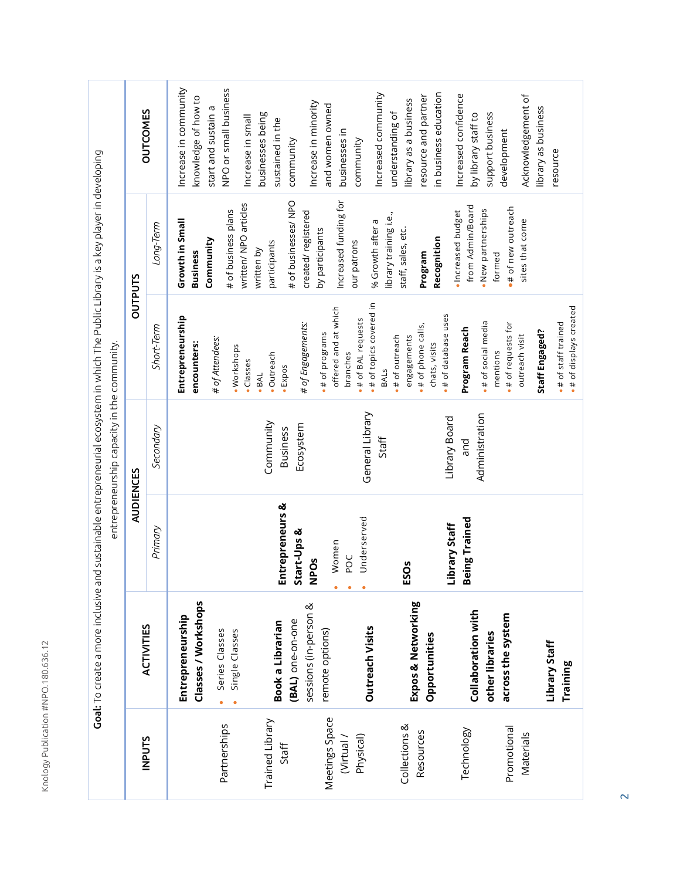**Goal:** To create a more inclusive and sustainable entrepreneurial ecosystem in which The Public Library is a key player in developing entrepreneurship capacity in the community.

| INPUTS | ACTIVITIES | AUDIENCES | | OUTPUTS | | OUTCOMES |
|---|---|---|---|---|---|---|
| | | *Primary* | *Secondary* | *Short-Term* | *Long-Term* | |
| Partnerships<br><br>Trained Library Staff<br><br>Meetings Space (Virtual / Physical)<br><br>Collections & Resources<br><br>Technology<br><br>Promotional Materials | **Entrepreneurship Classes / Workshops**<br>• Series Classes<br>• Single Classes<br><br>**Book a Librarian (BAL)** one-on-one sessions (in-person & remote options)<br><br>**Outreach Visits**<br><br>**Expos & Networking Opportunities**<br><br>**Collaboration with other libraries across the system**<br><br>**Library Staff Training** | **Entrepreneurs & Start-Ups & NPOs**<br>• Women<br>• POC<br>• Underserved<br><br>**ESOs**<br><br>**Library Staff Being Trained** | Community Business Ecosystem<br><br>General Library Staff<br><br>Library Board and Administration | **Entrepreneurship encounters:**<br>*# of Attendees:*<br>• Workshops<br>• Classes<br>• BAL<br>• Outreach<br>• Expos<br>*# of Engagements:*<br>• # of programs offered and at which branches<br>• # of BAL requests<br>• # of topics covered in BALs<br>• # of outreach engagements<br>• # of phone calls, chats, visits<br>• # of database uses<br><br>**Program Reach**<br>• # of social media mentions<br>• # of requests for outreach visit<br><br>**Staff Engaged?**<br>• # of staff trained<br>• # of displays created | **Growth in Small Business Community**<br># of business plans written/ NPO articles written by participants<br># of businesses/ NPO created/ registered by participants<br>Increased funding for our patrons<br>% Growth after a library training i.e., staff, sales, etc.<br><br>**Program Recognition**<br>• Increased budget from Admin/Board<br>• New partnerships formed<br>• # of new outreach sites that come | Increase in community knowledge of how to start and sustain a NPO or small business<br><br>Increase in small businesses being sustained in the community<br><br>Increase in minority and women owned businesses in community<br><br>Increased community understanding of library as a business resource and partner in business education<br><br>Increased confidence by library staff to support business development<br><br>Acknowledgement of library as business resource |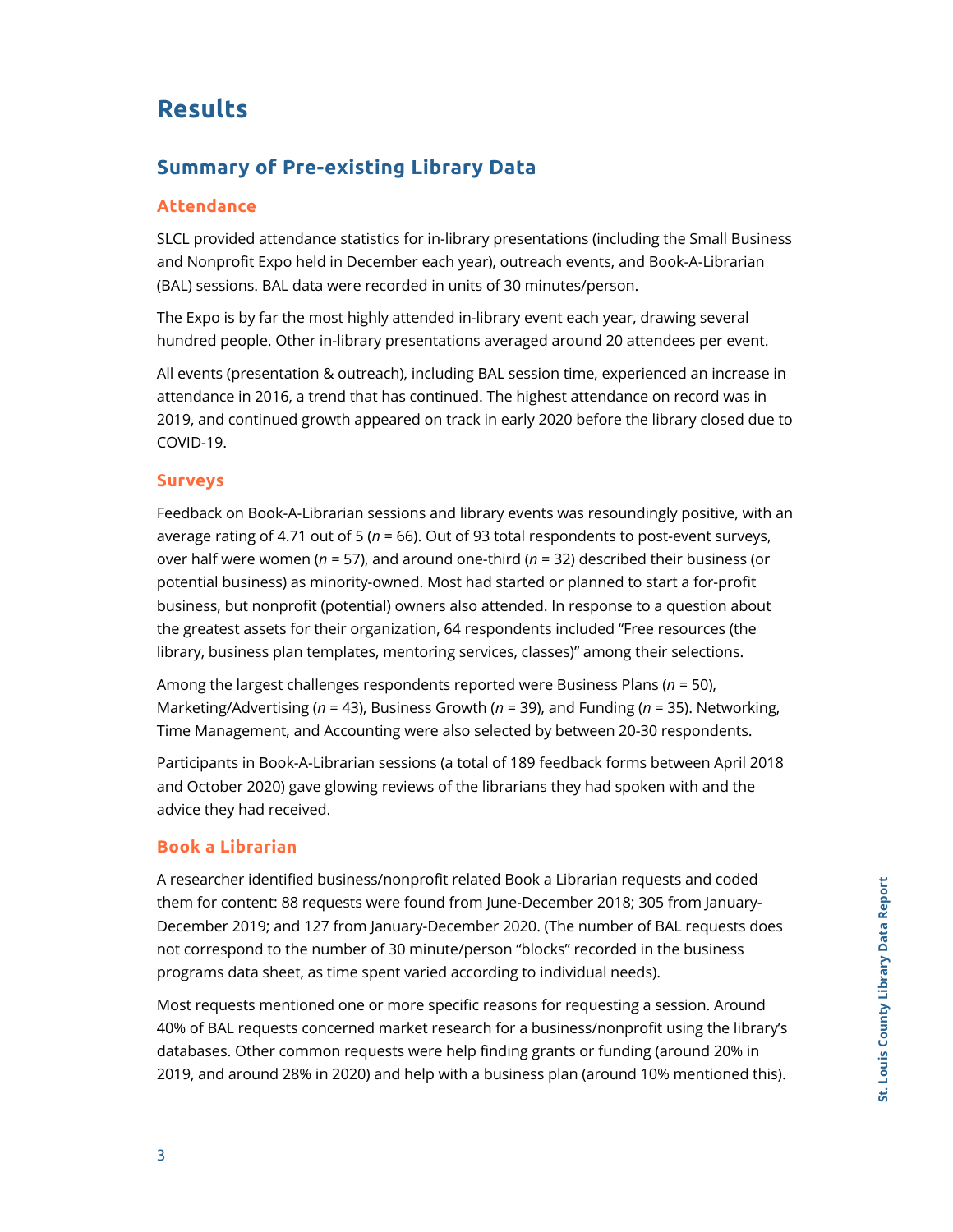# Results

## Summary of Pre-existing Library Data

### Attendance

SLCL provided attendance statistics for in-library presentations (including the Small Business and Nonprofit Expo held in December each year), outreach events, and Book-A-Librarian (BAL) sessions. BAL data were recorded in units of 30 minutes/person.

The Expo is by far the most highly attended in-library event each year, drawing several hundred people. Other in-library presentations averaged around 20 attendees per event.

All events (presentation & outreach), including BAL session time, experienced an increase in attendance in 2016, a trend that has continued. The highest attendance on record was in 2019, and continued growth appeared on track in early 2020 before the library closed due to COVID-19.

### Surveys

Feedback on Book-A-Librarian sessions and library events was resoundingly positive, with an average rating of 4.71 out of 5 ($n$ = 66). Out of 93 total respondents to post-event surveys, over half were women ($n$ = 57), and around one-third ($n$ = 32) described their business (or potential business) as minority-owned. Most had started or planned to start a for-profit business, but nonprofit (potential) owners also attended. In response to a question about the greatest assets for their organization, 64 respondents included "Free resources (the library, business plan templates, mentoring services, classes)" among their selections.

Among the largest challenges respondents reported were Business Plans ($n$ = 50), Marketing/Advertising ($n$ = 43), Business Growth ($n$ = 39), and Funding ($n$ = 35). Networking, Time Management, and Accounting were also selected by between 20-30 respondents.

Participants in Book-A-Librarian sessions (a total of 189 feedback forms between April 2018 and October 2020) gave glowing reviews of the librarians they had spoken with and the advice they had received.

### Book a Librarian

A researcher identified business/nonprofit related Book a Librarian requests and coded them for content: 88 requests were found from June-December 2018; 305 from January-December 2019; and 127 from January-December 2020. (The number of BAL requests does not correspond to the number of 30 minute/person "blocks" recorded in the business programs data sheet, as time spent varied according to individual needs).

Most requests mentioned one or more specific reasons for requesting a session. Around 40% of BAL requests concerned market research for a business/nonprofit using the library's databases. Other common requests were help finding grants or funding (around 20% in 2019, and around 28% in 2020) and help with a business plan (around 10% mentioned this).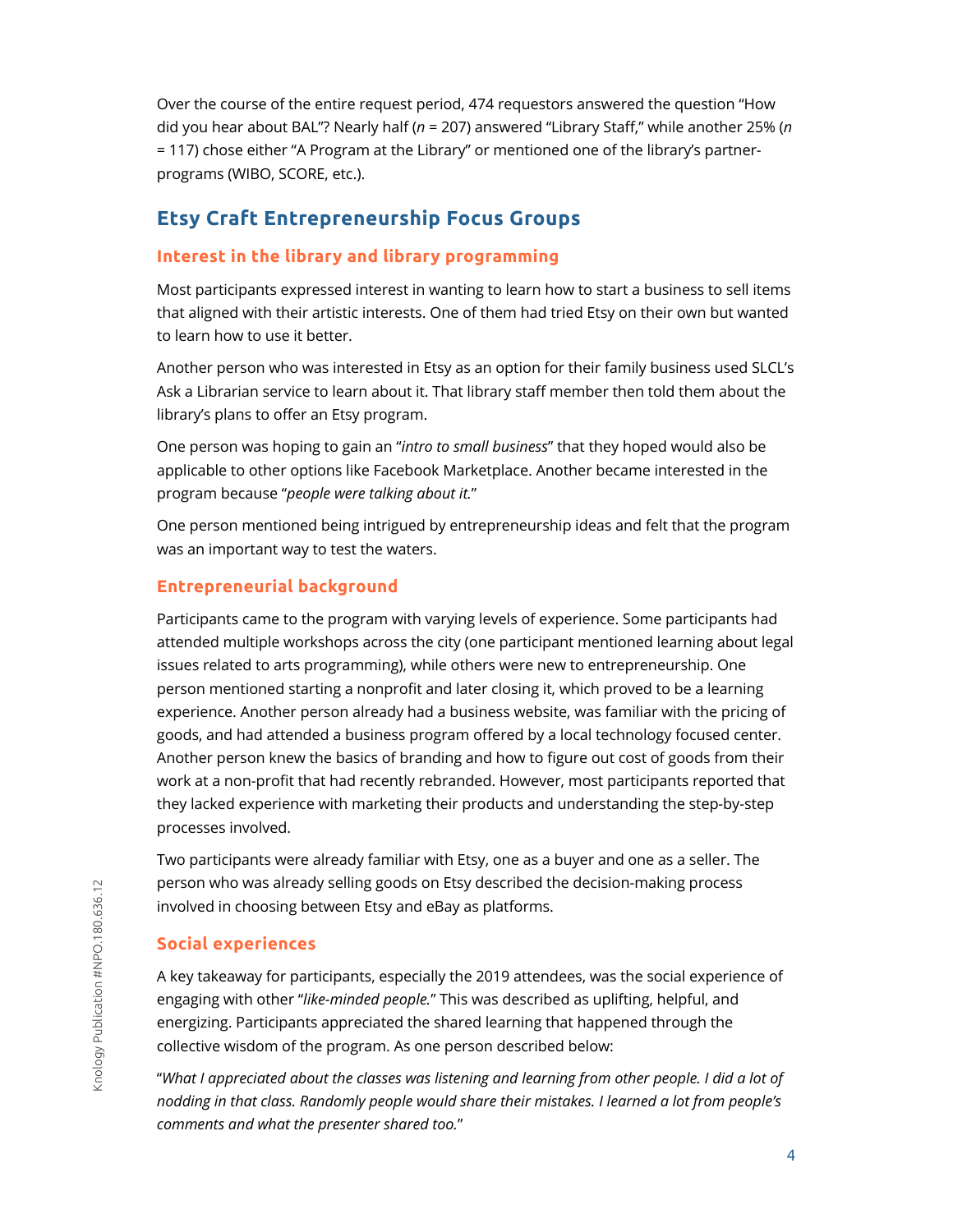Over the course of the entire request period, 474 requestors answered the question "How did you hear about BAL"? Nearly half ($n$ = 207) answered "Library Staff," while another 25% ($n$ = 117) chose either "A Program at the Library" or mentioned one of the library's partner-programs (WIBO, SCORE, etc.).

## Etsy Craft Entrepreneurship Focus Groups

### Interest in the library and library programming

Most participants expressed interest in wanting to learn how to start a business to sell items that aligned with their artistic interests. One of them had tried Etsy on their own but wanted to learn how to use it better.

Another person who was interested in Etsy as an option for their family business used SLCL's Ask a Librarian service to learn about it. That library staff member then told them about the library's plans to offer an Etsy program.

One person was hoping to gain an "*intro to small business*" that they hoped would also be applicable to other options like Facebook Marketplace. Another became interested in the program because "*people were talking about it.*"

One person mentioned being intrigued by entrepreneurship ideas and felt that the program was an important way to test the waters.

### Entrepreneurial background

Participants came to the program with varying levels of experience. Some participants had attended multiple workshops across the city (one participant mentioned learning about legal issues related to arts programming), while others were new to entrepreneurship. One person mentioned starting a nonprofit and later closing it, which proved to be a learning experience. Another person already had a business website, was familiar with the pricing of goods, and had attended a business program offered by a local technology focused center. Another person knew the basics of branding and how to figure out cost of goods from their work at a non-profit that had recently rebranded. However, most participants reported that they lacked experience with marketing their products and understanding the step-by-step processes involved.

Two participants were already familiar with Etsy, one as a buyer and one as a seller. The person who was already selling goods on Etsy described the decision-making process involved in choosing between Etsy and eBay as platforms.

### Social experiences

A key takeaway for participants, especially the 2019 attendees, was the social experience of engaging with other "*like-minded people.*" This was described as uplifting, helpful, and energizing. Participants appreciated the shared learning that happened through the collective wisdom of the program. As one person described below:

"*What I appreciated about the classes was listening and learning from other people. I did a lot of nodding in that class. Randomly people would share their mistakes. I learned a lot from people's comments and what the presenter shared too.*"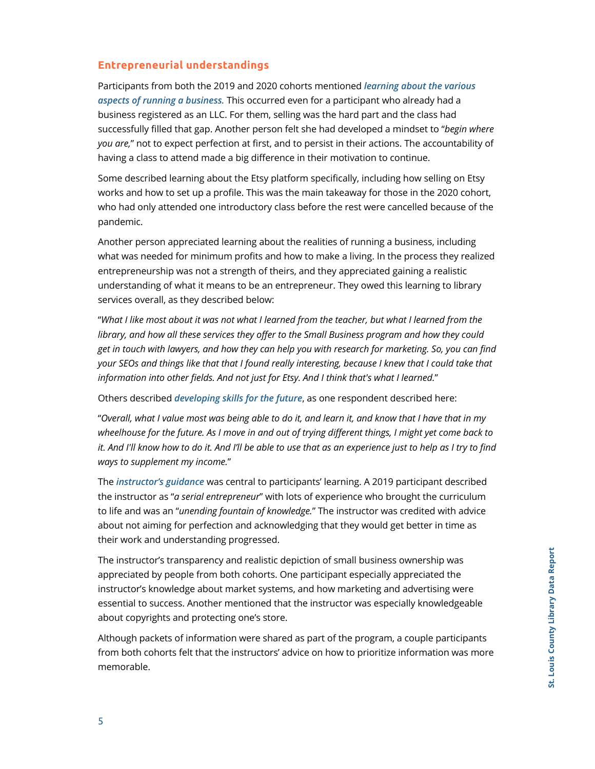### Entrepreneurial understandings

Participants from both the 2019 and 2020 cohorts mentioned ***learning about the various aspects of running a business.*** This occurred even for a participant who already had a business registered as an LLC. For them, selling was the hard part and the class had successfully filled that gap. Another person felt she had developed a mindset to "*begin where you are,*" not to expect perfection at first, and to persist in their actions. The accountability of having a class to attend made a big difference in their motivation to continue.

Some described learning about the Etsy platform specifically, including how selling on Etsy works and how to set up a profile. This was the main takeaway for those in the 2020 cohort, who had only attended one introductory class before the rest were cancelled because of the pandemic.

Another person appreciated learning about the realities of running a business, including what was needed for minimum profits and how to make a living. In the process they realized entrepreneurship was not a strength of theirs, and they appreciated gaining a realistic understanding of what it means to be an entrepreneur. They owed this learning to library services overall, as they described below:

"*What I like most about it was not what I learned from the teacher, but what I learned from the library, and how all these services they offer to the Small Business program and how they could get in touch with lawyers, and how they can help you with research for marketing. So, you can find your SEOs and things like that that I found really interesting, because I knew that I could take that information into other fields. And not just for Etsy. And I think that's what I learned.*"

Others described ***developing skills for the future***, as one respondent described here:

"*Overall, what I value most was being able to do it, and learn it, and know that I have that in my wheelhouse for the future. As I move in and out of trying different things, I might yet come back to it. And I'll know how to do it. And I'll be able to use that as an experience just to help as I try to find ways to supplement my income.*"

The ***instructor's guidance*** was central to participants' learning. A 2019 participant described the instructor as "*a serial entrepreneur*" with lots of experience who brought the curriculum to life and was an "*unending fountain of knowledge.*" The instructor was credited with advice about not aiming for perfection and acknowledging that they would get better in time as their work and understanding progressed.

The instructor's transparency and realistic depiction of small business ownership was appreciated by people from both cohorts. One participant especially appreciated the instructor's knowledge about market systems, and how marketing and advertising were essential to success. Another mentioned that the instructor was especially knowledgeable about copyrights and protecting one's store.

Although packets of information were shared as part of the program, a couple participants from both cohorts felt that the instructors' advice on how to prioritize information was more memorable.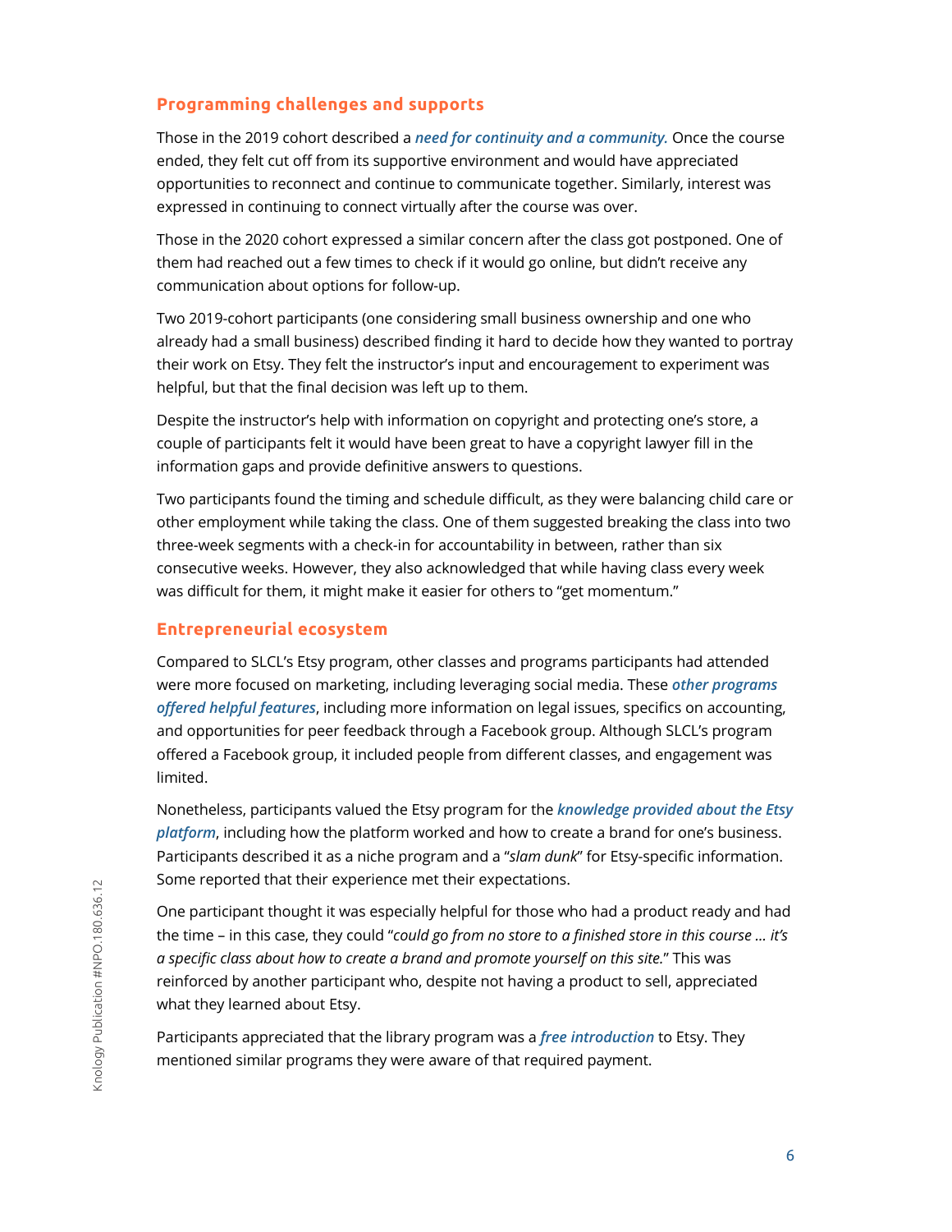## Programming challenges and supports

Those in the 2019 cohort described a ***need for continuity and a community.*** Once the course ended, they felt cut off from its supportive environment and would have appreciated opportunities to reconnect and continue to communicate together. Similarly, interest was expressed in continuing to connect virtually after the course was over.

Those in the 2020 cohort expressed a similar concern after the class got postponed. One of them had reached out a few times to check if it would go online, but didn't receive any communication about options for follow-up.

Two 2019-cohort participants (one considering small business ownership and one who already had a small business) described finding it hard to decide how they wanted to portray their work on Etsy. They felt the instructor's input and encouragement to experiment was helpful, but that the final decision was left up to them.

Despite the instructor's help with information on copyright and protecting one's store, a couple of participants felt it would have been great to have a copyright lawyer fill in the information gaps and provide definitive answers to questions.

Two participants found the timing and schedule difficult, as they were balancing child care or other employment while taking the class. One of them suggested breaking the class into two three-week segments with a check-in for accountability in between, rather than six consecutive weeks. However, they also acknowledged that while having class every week was difficult for them, it might make it easier for others to "get momentum."

## Entrepreneurial ecosystem

Compared to SLCL's Etsy program, other classes and programs participants had attended were more focused on marketing, including leveraging social media. These ***other programs offered helpful features***, including more information on legal issues, specifics on accounting, and opportunities for peer feedback through a Facebook group. Although SLCL's program offered a Facebook group, it included people from different classes, and engagement was limited.

Nonetheless, participants valued the Etsy program for the ***knowledge provided about the Etsy platform***, including how the platform worked and how to create a brand for one's business. Participants described it as a niche program and a "*slam dunk*" for Etsy-specific information. Some reported that their experience met their expectations.

One participant thought it was especially helpful for those who had a product ready and had the time – in this case, they could "*could go from no store to a finished store in this course … it's a specific class about how to create a brand and promote yourself on this site.*" This was reinforced by another participant who, despite not having a product to sell, appreciated what they learned about Etsy.

Participants appreciated that the library program was a ***free introduction*** to Etsy. They mentioned similar programs they were aware of that required payment.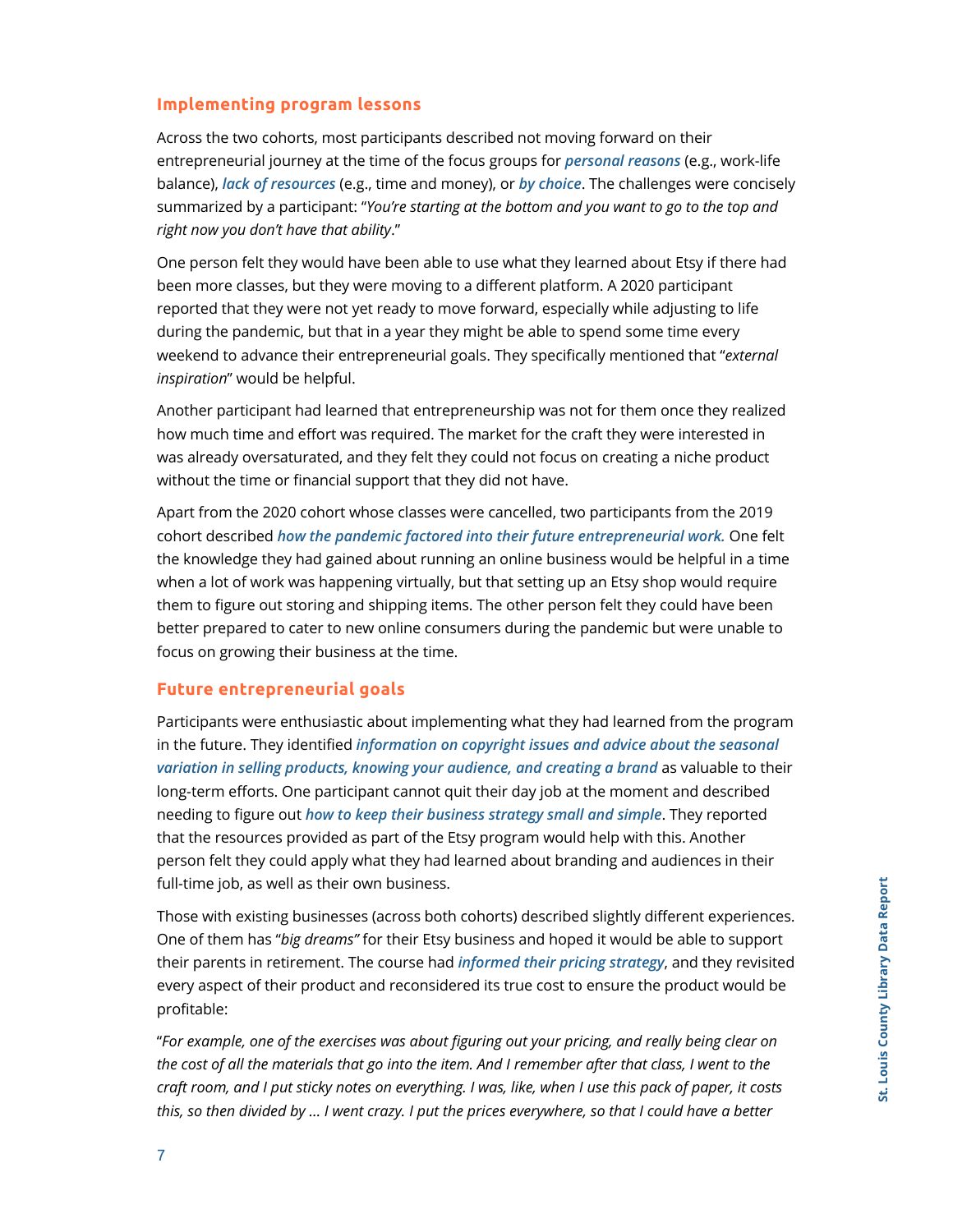### Implementing program lessons

Across the two cohorts, most participants described not moving forward on their entrepreneurial journey at the time of the focus groups for ***personal reasons*** (e.g., work-life balance), ***lack of resources*** (e.g., time and money), or ***by choice***. The challenges were concisely summarized by a participant: "*You're starting at the bottom and you want to go to the top and right now you don't have that ability*."

One person felt they would have been able to use what they learned about Etsy if there had been more classes, but they were moving to a different platform. A 2020 participant reported that they were not yet ready to move forward, especially while adjusting to life during the pandemic, but that in a year they might be able to spend some time every weekend to advance their entrepreneurial goals. They specifically mentioned that "*external inspiration*" would be helpful.

Another participant had learned that entrepreneurship was not for them once they realized how much time and effort was required. The market for the craft they were interested in was already oversaturated, and they felt they could not focus on creating a niche product without the time or financial support that they did not have.

Apart from the 2020 cohort whose classes were cancelled, two participants from the 2019 cohort described ***how the pandemic factored into their future entrepreneurial work.*** One felt the knowledge they had gained about running an online business would be helpful in a time when a lot of work was happening virtually, but that setting up an Etsy shop would require them to figure out storing and shipping items. The other person felt they could have been better prepared to cater to new online consumers during the pandemic but were unable to focus on growing their business at the time.

### Future entrepreneurial goals

Participants were enthusiastic about implementing what they had learned from the program in the future. They identified ***information on copyright issues and advice about the seasonal variation in selling products, knowing your audience, and creating a brand*** as valuable to their long-term efforts. One participant cannot quit their day job at the moment and described needing to figure out ***how to keep their business strategy small and simple***. They reported that the resources provided as part of the Etsy program would help with this. Another person felt they could apply what they had learned about branding and audiences in their full-time job, as well as their own business.

Those with existing businesses (across both cohorts) described slightly different experiences. One of them has "*big dreams"* for their Etsy business and hoped it would be able to support their parents in retirement. The course had ***informed their pricing strategy***, and they revisited every aspect of their product and reconsidered its true cost to ensure the product would be profitable:

"*For example, one of the exercises was about figuring out your pricing, and really being clear on the cost of all the materials that go into the item. And I remember after that class, I went to the craft room, and I put sticky notes on everything. I was, like, when I use this pack of paper, it costs this, so then divided by … I went crazy. I put the prices everywhere, so that I could have a better*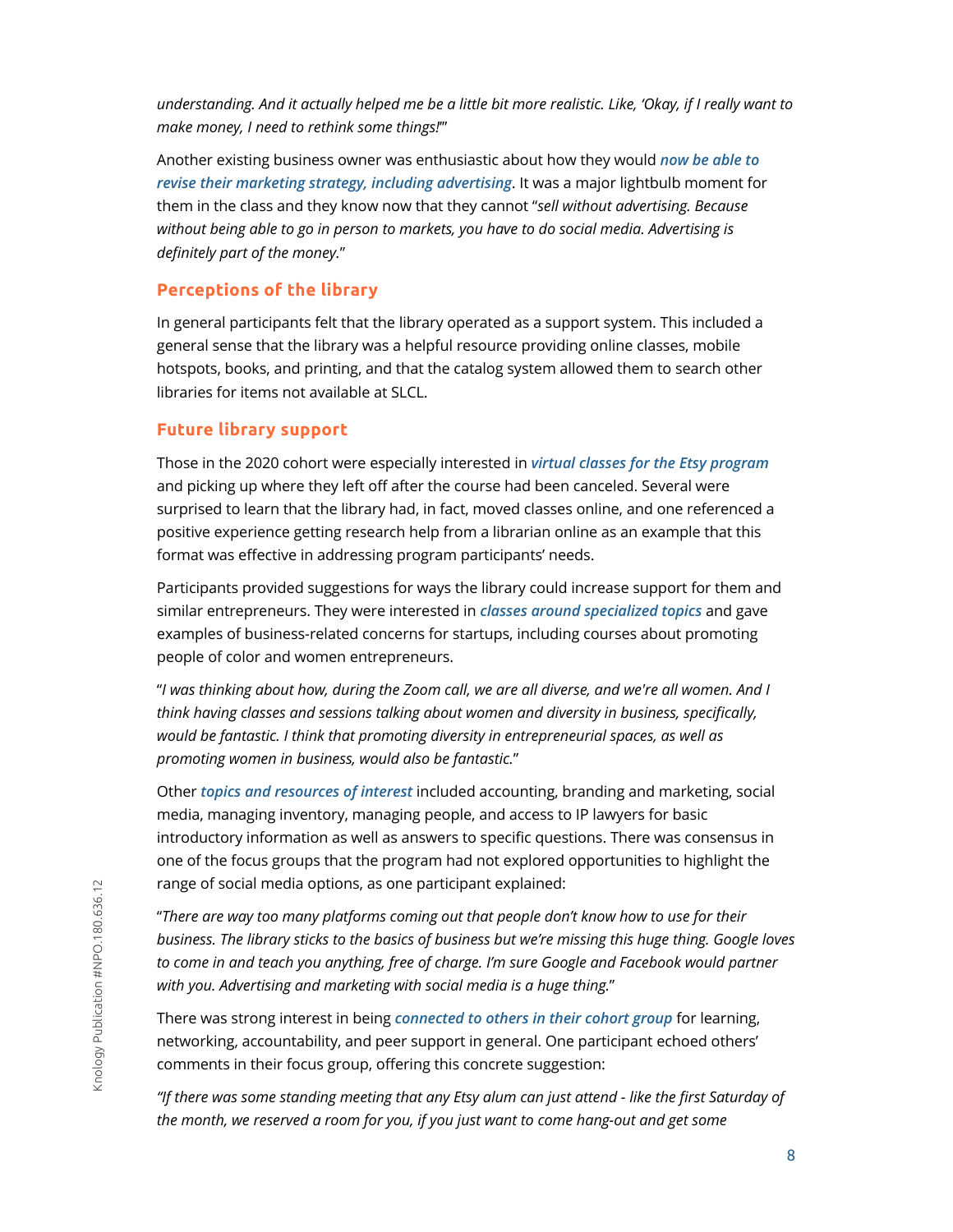*understanding. And it actually helped me be a little bit more realistic. Like, 'Okay, if I really want to make money, I need to rethink some things!'"*

Another existing business owner was enthusiastic about how they would ***now be able to revise their marketing strategy, including advertising***. It was a major lightbulb moment for them in the class and they know now that they cannot "*sell without advertising. Because without being able to go in person to markets, you have to do social media. Advertising is definitely part of the money.*"

## Perceptions of the library

In general participants felt that the library operated as a support system. This included a general sense that the library was a helpful resource providing online classes, mobile hotspots, books, and printing, and that the catalog system allowed them to search other libraries for items not available at SLCL.

## Future library support

Those in the 2020 cohort were especially interested in ***virtual classes for the Etsy program*** and picking up where they left off after the course had been canceled. Several were surprised to learn that the library had, in fact, moved classes online, and one referenced a positive experience getting research help from a librarian online as an example that this format was effective in addressing program participants' needs.

Participants provided suggestions for ways the library could increase support for them and similar entrepreneurs. They were interested in ***classes around specialized topics*** and gave examples of business-related concerns for startups, including courses about promoting people of color and women entrepreneurs.

"*I was thinking about how, during the Zoom call, we are all diverse, and we're all women. And I think having classes and sessions talking about women and diversity in business, specifically, would be fantastic. I think that promoting diversity in entrepreneurial spaces, as well as promoting women in business, would also be fantastic.*"

Other ***topics and resources of interest*** included accounting, branding and marketing, social media, managing inventory, managing people, and access to IP lawyers for basic introductory information as well as answers to specific questions. There was consensus in one of the focus groups that the program had not explored opportunities to highlight the range of social media options, as one participant explained:

"*There are way too many platforms coming out that people don't know how to use for their business. The library sticks to the basics of business but we're missing this huge thing. Google loves to come in and teach you anything, free of charge. I'm sure Google and Facebook would partner with you. Advertising and marketing with social media is a huge thing.*"

There was strong interest in being ***connected to others in their cohort group*** for learning, networking, accountability, and peer support in general. One participant echoed others' comments in their focus group, offering this concrete suggestion:

*"If there was some standing meeting that any Etsy alum can just attend - like the first Saturday of the month, we reserved a room for you, if you just want to come hang-out and get some*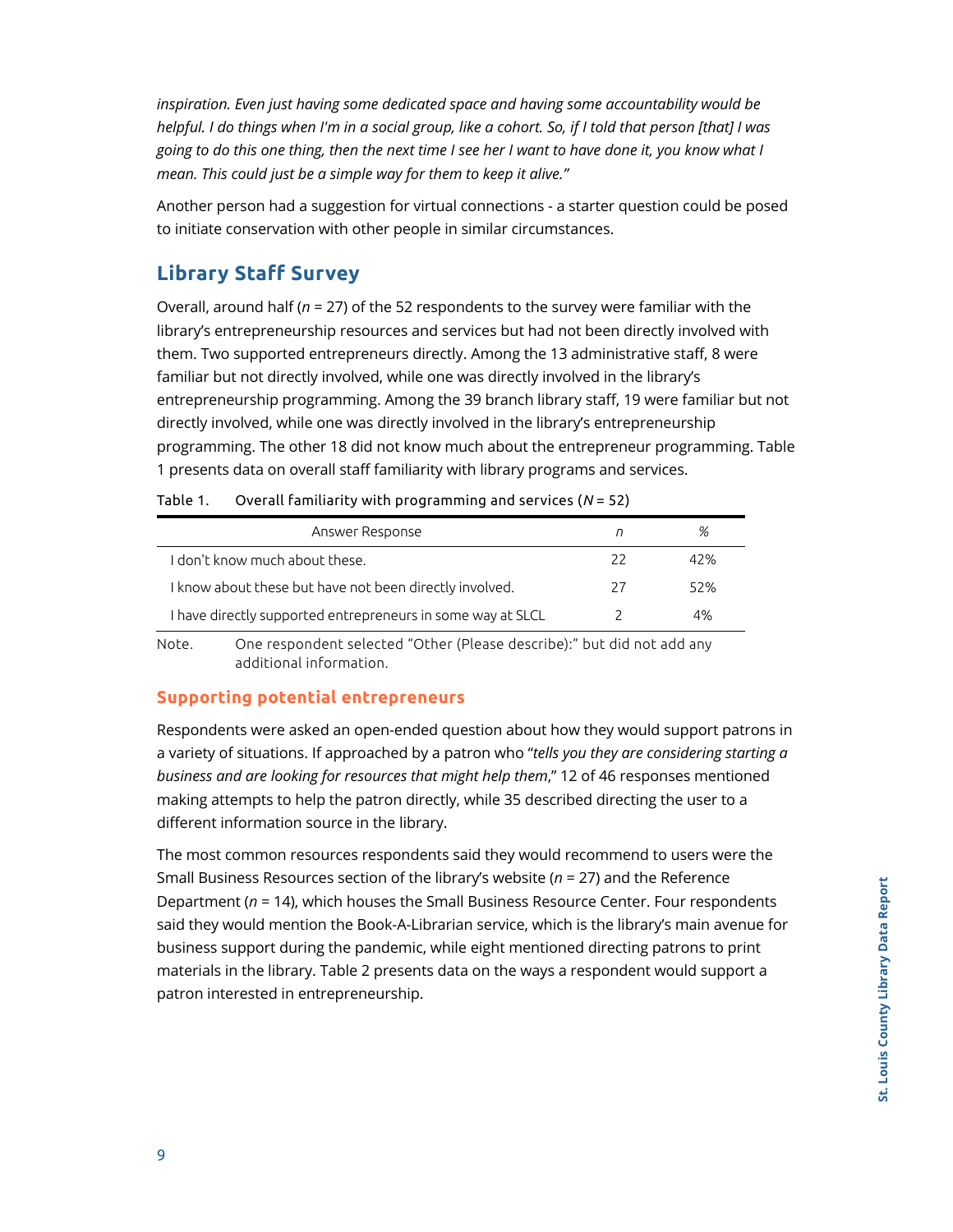*inspiration. Even just having some dedicated space and having some accountability would be helpful. I do things when I'm in a social group, like a cohort. So, if I told that person [that] I was going to do this one thing, then the next time I see her I want to have done it, you know what I mean. This could just be a simple way for them to keep it alive."*

Another person had a suggestion for virtual connections - a starter question could be posed to initiate conservation with other people in similar circumstances.

## Library Staff Survey

Overall, around half (*n* = 27) of the 52 respondents to the survey were familiar with the library's entrepreneurship resources and services but had not been directly involved with them. Two supported entrepreneurs directly. Among the 13 administrative staff, 8 were familiar but not directly involved, while one was directly involved in the library's entrepreneurship programming. Among the 39 branch library staff, 19 were familiar but not directly involved, while one was directly involved in the library's entrepreneurship programming. The other 18 did not know much about the entrepreneur programming. Table 1 presents data on overall staff familiarity with library programs and services.

Table 1. Overall familiarity with programming and services (*N* = 52)

| Answer Response | *n* | % |
|---|---|---|
| I don't know much about these. | 22 | 42% |
| I know about these but have not been directly involved. | 27 | 52% |
| I have directly supported entrepreneurs in some way at SLCL | 2 | 4% |

Note. One respondent selected "Other (Please describe):" but did not add any additional information.

### Supporting potential entrepreneurs

Respondents were asked an open-ended question about how they would support patrons in a variety of situations. If approached by a patron who "*tells you they are considering starting a business and are looking for resources that might help them*," 12 of 46 responses mentioned making attempts to help the patron directly, while 35 described directing the user to a different information source in the library.

The most common resources respondents said they would recommend to users were the Small Business Resources section of the library's website (*n* = 27) and the Reference Department (*n* = 14), which houses the Small Business Resource Center. Four respondents said they would mention the Book-A-Librarian service, which is the library's main avenue for business support during the pandemic, while eight mentioned directing patrons to print materials in the library. Table 2 presents data on the ways a respondent would support a patron interested in entrepreneurship.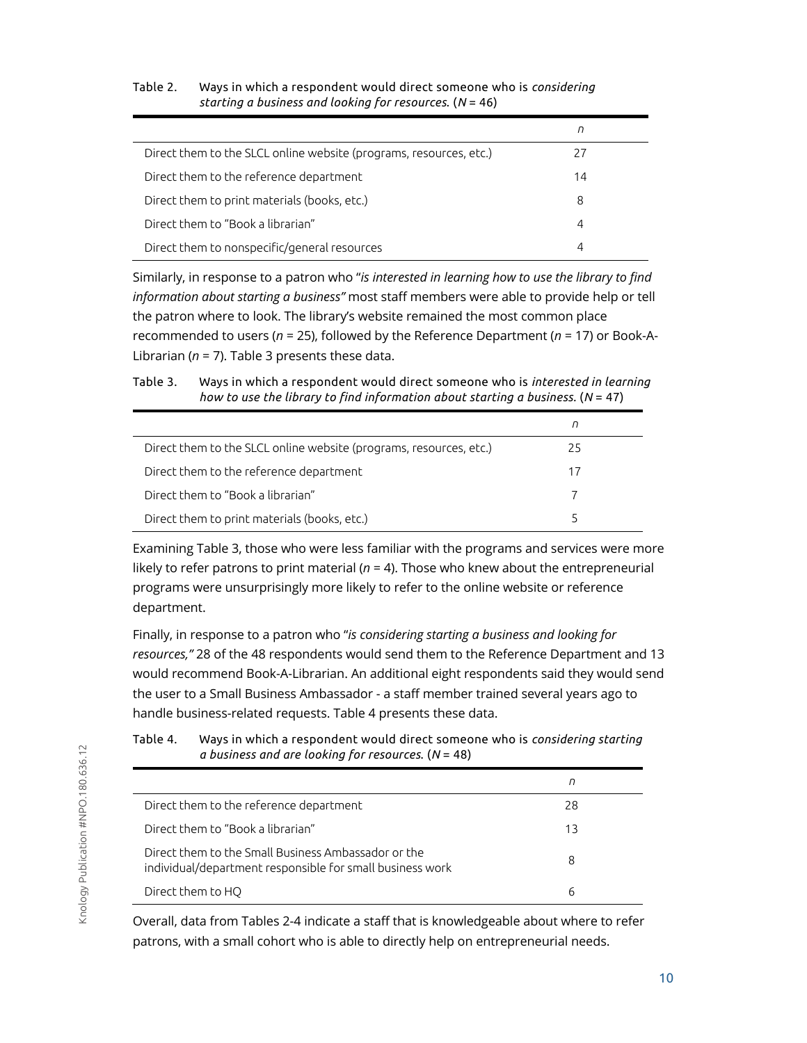Table 2. Ways in which a respondent would direct someone who is *considering starting a business and looking for resources.* ($N$ = 46)

| | $n$ |
|---|---|
| Direct them to the SLCL online website (programs, resources, etc.) | 27 |
| Direct them to the reference department | 14 |
| Direct them to print materials (books, etc.) | 8 |
| Direct them to "Book a librarian" | 4 |
| Direct them to nonspecific/general resources | 4 |

Similarly, in response to a patron who "*is interested in learning how to use the library to find information about starting a business"* most staff members were able to provide help or tell the patron where to look. The library's website remained the most common place recommended to users ($n$ = 25), followed by the Reference Department ($n$ = 17) or Book-A-Librarian ($n$ = 7). Table 3 presents these data.

Table 3. Ways in which a respondent would direct someone who is *interested in learning how to use the library to find information about starting a business.* ($N$ = 47)

| | $n$ |
|---|---|
| Direct them to the SLCL online website (programs, resources, etc.) | 25 |
| Direct them to the reference department | 17 |
| Direct them to "Book a librarian" | 7 |
| Direct them to print materials (books, etc.) | 5 |

Examining Table 3, those who were less familiar with the programs and services were more likely to refer patrons to print material ($n$ = 4). Those who knew about the entrepreneurial programs were unsurprisingly more likely to refer to the online website or reference department.

Finally, in response to a patron who "*is considering starting a business and looking for resources,"* 28 of the 48 respondents would send them to the Reference Department and 13 would recommend Book-A-Librarian. An additional eight respondents said they would send the user to a Small Business Ambassador - a staff member trained several years ago to handle business-related requests. Table 4 presents these data.

Table 4. Ways in which a respondent would direct someone who is *considering starting a business and are looking for resources.* ($N$ = 48)

| | $n$ |
|---|---|
| Direct them to the reference department | 28 |
| Direct them to "Book a librarian" | 13 |
| Direct them to the Small Business Ambassador or the individual/department responsible for small business work | 8 |
| Direct them to HQ | 6 |

Overall, data from Tables 2-4 indicate a staff that is knowledgeable about where to refer patrons, with a small cohort who is able to directly help on entrepreneurial needs.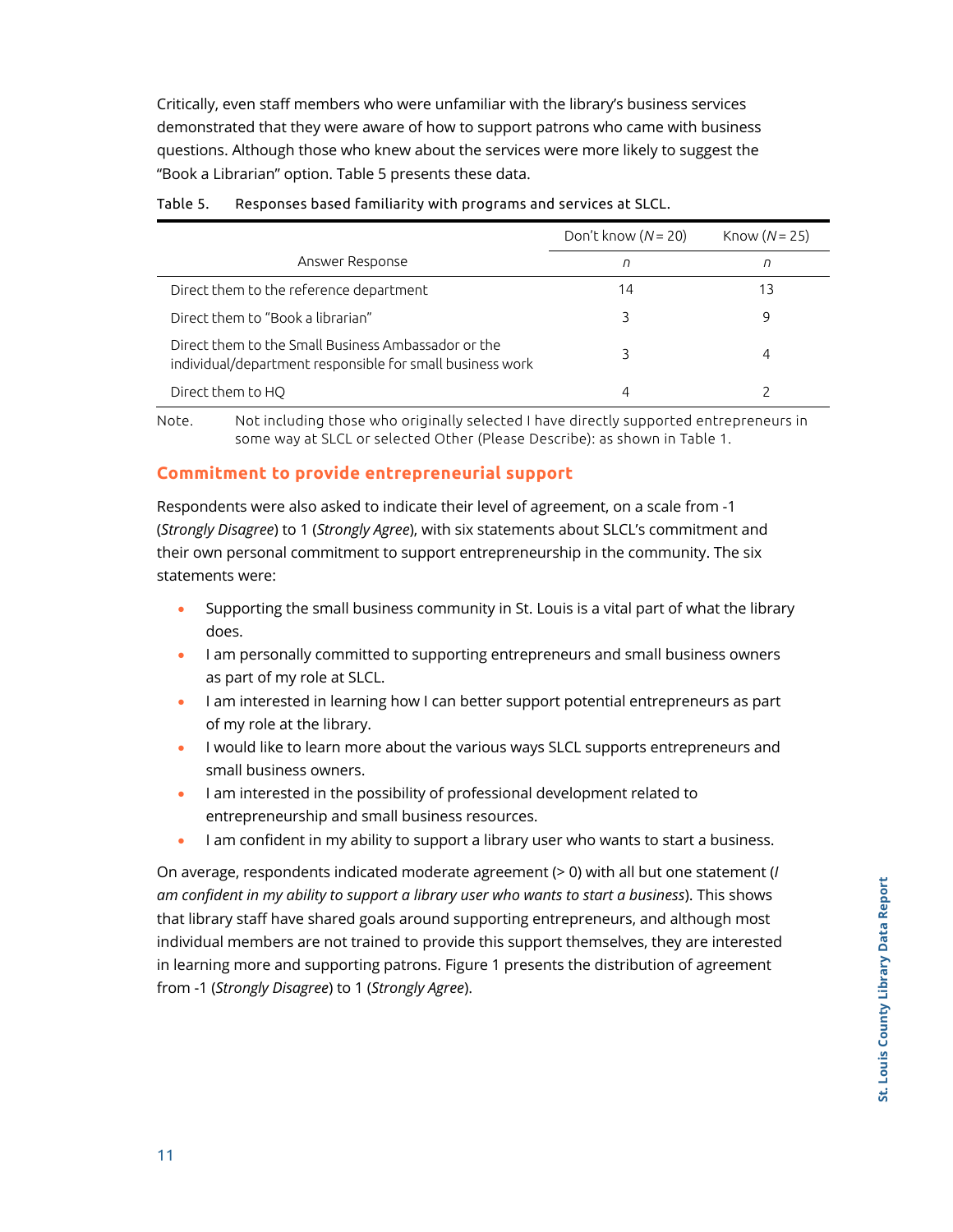Critically, even staff members who were unfamiliar with the library's business services demonstrated that they were aware of how to support patrons who came with business questions. Although those who knew about the services were more likely to suggest the "Book a Librarian" option. Table 5 presents these data.

Table 5. Responses based familiarity with programs and services at SLCL.

| Answer Response | Don't know (*N* = 20) | Know (*N* = 25) |
|---|---|---|
| | *n* | *n* |
| Direct them to the reference department | 14 | 13 |
| Direct them to "Book a librarian" | 3 | 9 |
| Direct them to the Small Business Ambassador or the individual/department responsible for small business work | 3 | 4 |
| Direct them to HQ | 4 | 2 |

Note. Not including those who originally selected I have directly supported entrepreneurs in some way at SLCL or selected Other (Please Describe): as shown in Table 1.

## Commitment to provide entrepreneurial support

Respondents were also asked to indicate their level of agreement, on a scale from -1 (*Strongly Disagree*) to 1 (*Strongly Agree*), with six statements about SLCL's commitment and their own personal commitment to support entrepreneurship in the community. The six statements were:

- Supporting the small business community in St. Louis is a vital part of what the library does.
- I am personally committed to supporting entrepreneurs and small business owners as part of my role at SLCL.
- I am interested in learning how I can better support potential entrepreneurs as part of my role at the library.
- I would like to learn more about the various ways SLCL supports entrepreneurs and small business owners.
- I am interested in the possibility of professional development related to entrepreneurship and small business resources.
- I am confident in my ability to support a library user who wants to start a business.

On average, respondents indicated moderate agreement (> 0) with all but one statement (*I am confident in my ability to support a library user who wants to start a business*). This shows that library staff have shared goals around supporting entrepreneurs, and although most individual members are not trained to provide this support themselves, they are interested in learning more and supporting patrons. Figure 1 presents the distribution of agreement from -1 (*Strongly Disagree*) to 1 (*Strongly Agree*).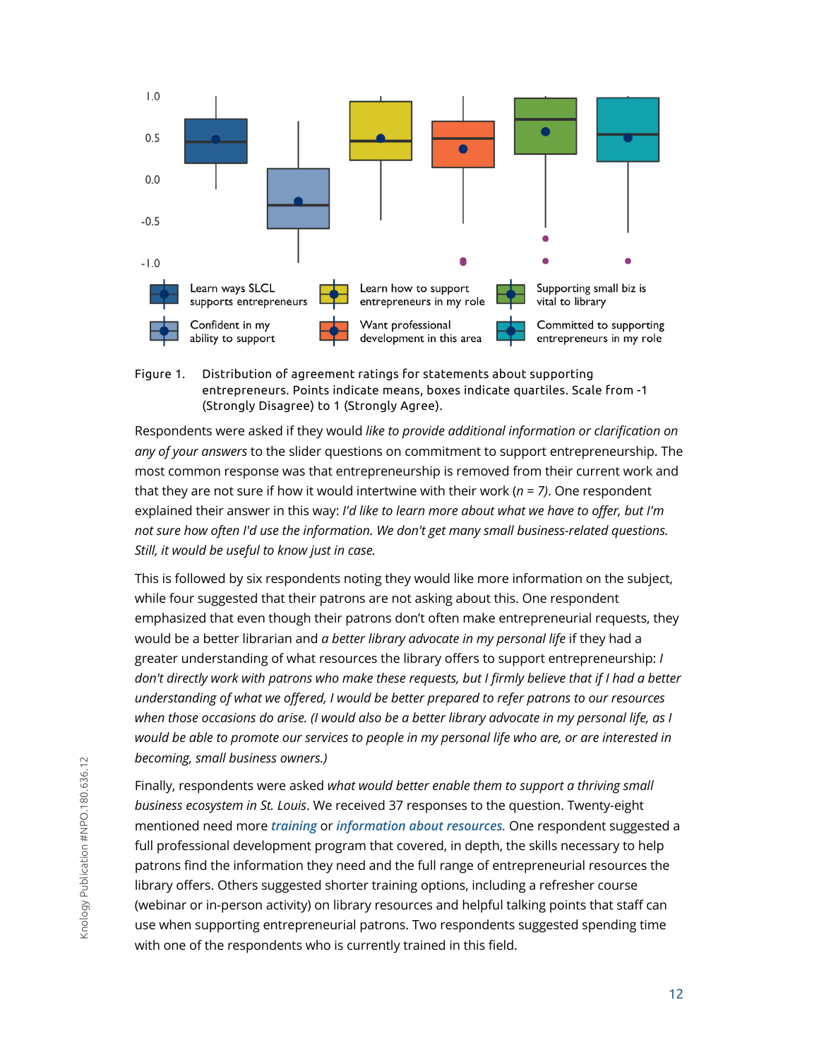Figure 1. Distribution of agreement ratings for statements about supporting entrepreneurs. Points indicate means, boxes indicate quartiles. Scale from -1 (Strongly Disagree) to 1 (Strongly Agree).

Respondents were asked if they would *like to provide additional information or clarification on any of your answers* to the slider questions on commitment to support entrepreneurship. The most common response was that entrepreneurship is removed from their current work and that they are not sure if how it would intertwine with their work (*n = 7)*. One respondent explained their answer in this way: *I'd like to learn more about what we have to offer, but I'm not sure how often I'd use the information. We don't get many small business-related questions. Still, it would be useful to know just in case.*

This is followed by six respondents noting they would like more information on the subject, while four suggested that their patrons are not asking about this. One respondent emphasized that even though their patrons don't often make entrepreneurial requests, they would be a better librarian and *a better library advocate in my personal life* if they had a greater understanding of what resources the library offers to support entrepreneurship: *I don't directly work with patrons who make these requests, but I firmly believe that if I had a better understanding of what we offered, I would be better prepared to refer patrons to our resources when those occasions do arise. (I would also be a better library advocate in my personal life, as I would be able to promote our services to people in my personal life who are, or are interested in becoming, small business owners.)*

Finally, respondents were asked *what would better enable them to support a thriving small business ecosystem in St. Louis*. We received 37 responses to the question. Twenty-eight mentioned need more ***training*** or ***information about resources.*** One respondent suggested a full professional development program that covered, in depth, the skills necessary to help patrons find the information they need and the full range of entrepreneurial resources the library offers. Others suggested shorter training options, including a refresher course (webinar or in-person activity) on library resources and helpful talking points that staff can use when supporting entrepreneurial patrons. Two respondents suggested spending time with one of the respondents who is currently trained in this field.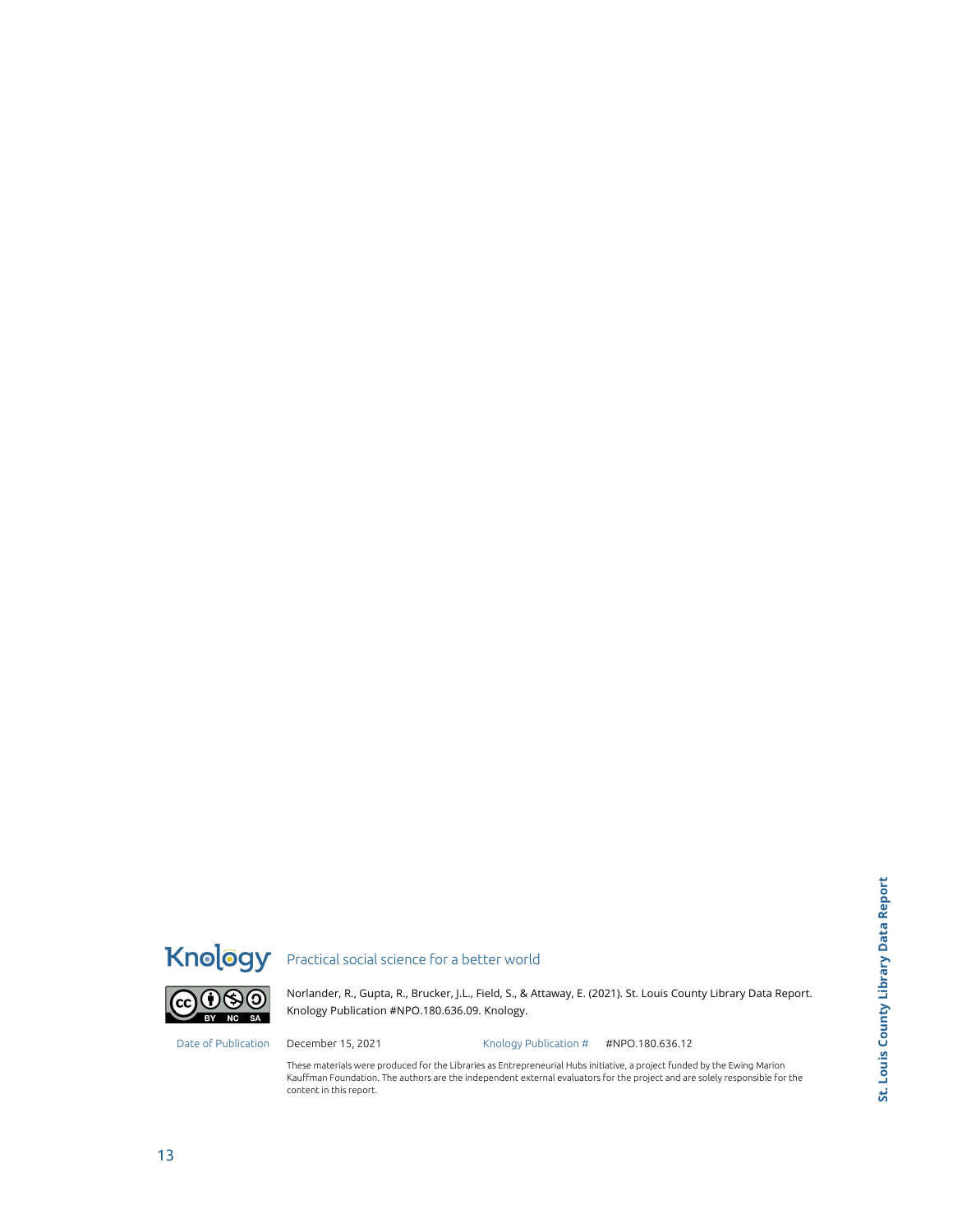Knology

Practical social science for a better world

Norlander, R., Gupta, R., Brucker, J.L., Field, S., & Attaway, E. (2021). St. Louis County Library Data Report. Knology Publication #NPO.180.636.09. Knology.

Date of Publication December 15, 2021

Knology Publication # #NPO.180.636.12

These materials were produced for the Libraries as Entrepreneurial Hubs initiative, a project funded by the Ewing Marion Kauffman Foundation. The authors are the independent external evaluators for the project and are solely responsible for the content in this report.